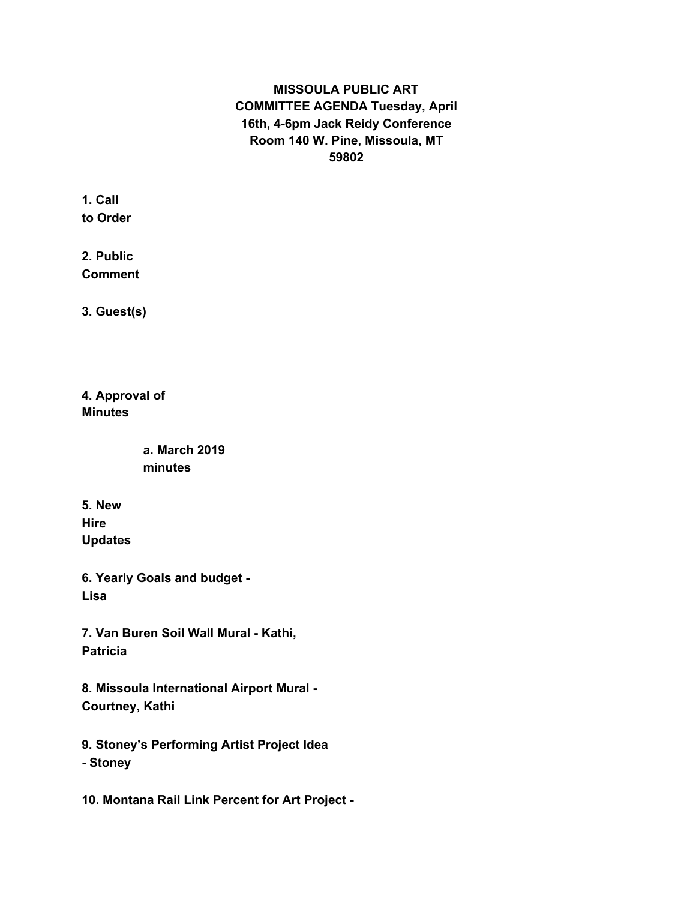**MISSOULA PUBLIC ART COMMITTEE AGENDA Tuesday, April 16th, 4-6pm Jack Reidy Conference Room 140 W. Pine, Missoula, MT 59802**

**1. Call to Order**

**2. Public Comment**

**3. Guest(s)**

**4. Approval of Minutes**

- **a. March 2019 minutes**

**5. New Hire Updates**

**6. Yearly Goals and budget - Lisa**

**7. Van Buren Soil Wall Mural - Kathi, Patricia**

**8. Missoula International Airport Mural - Courtney, Kathi**

**9. Stoney's Performing Artist Project Idea - Stoney**

**10. Montana Rail Link Percent for Art Project -**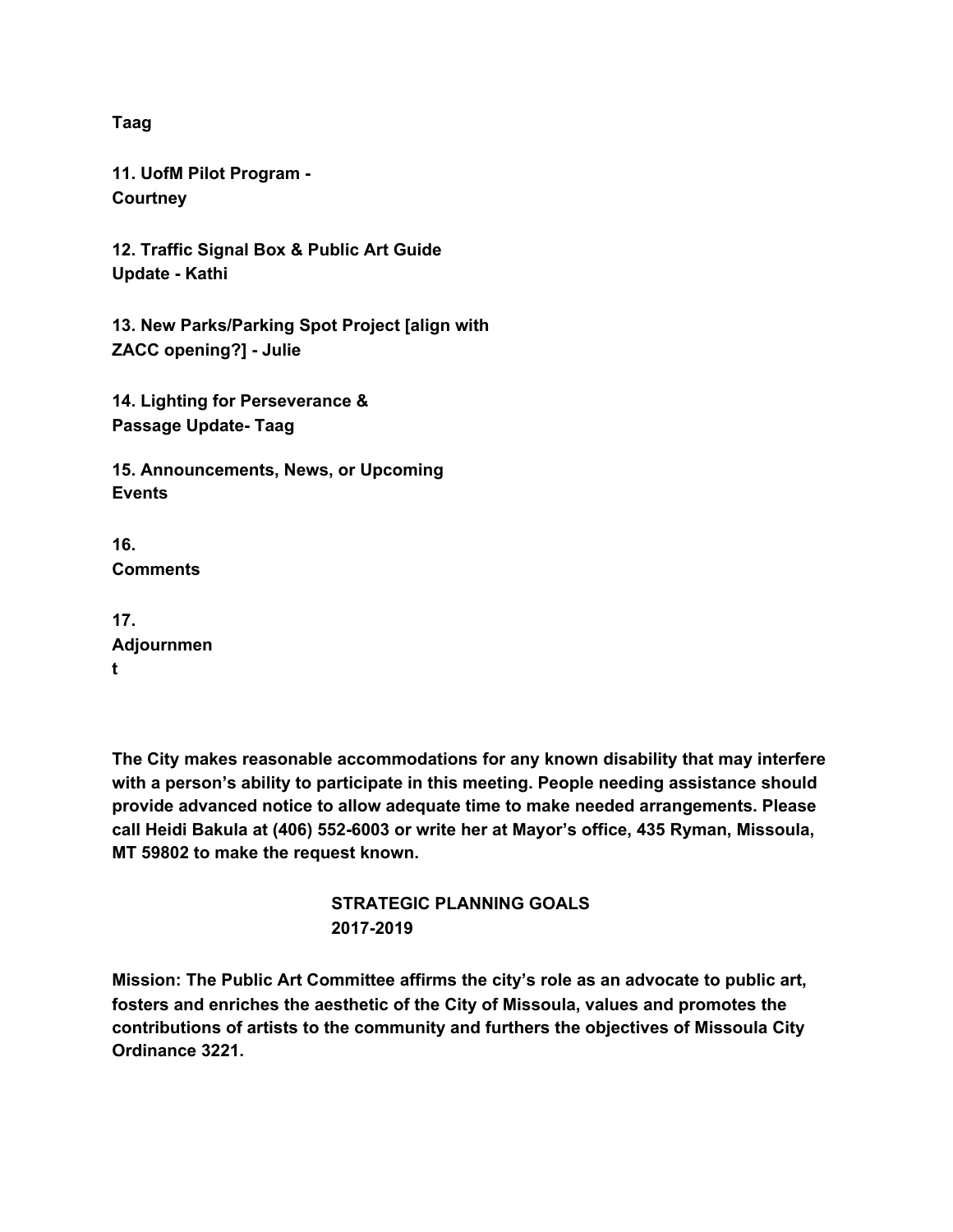**Taag**

**11. UofM Pilot Program - Courtney**

**12. Traffic Signal Box & Public Art Guide Update - Kathi**

**13. New Parks/Parking Spot Project [align with ZACC opening?] - Julie**

**14. Lighting for Perseverance & Passage Update- Taag**

**15. Announcements, News, or Upcoming Events**

**16. Comments**

**17. Adjournment**

**The City makes reasonable accommodations for any known disability that may interfere with a person's ability to participate in this meeting. People needing assistance should provide advanced notice to allow adequate time to make needed arrangements. Please call Heidi Bakula at (406) 552-6003 or write her at Mayor's office, 435 Ryman, Missoula, MT 59802 to make the request known.**

**STRATEGIC PLANNING GOALS 2017-2019**

**Mission: The Public Art Committee affirms the city's role as an advocate to public art, fosters and enriches the aesthetic of the City of Missoula, values and promotes the contributions of artists to the community and furthers the objectives of Missoula City Ordinance 3221.**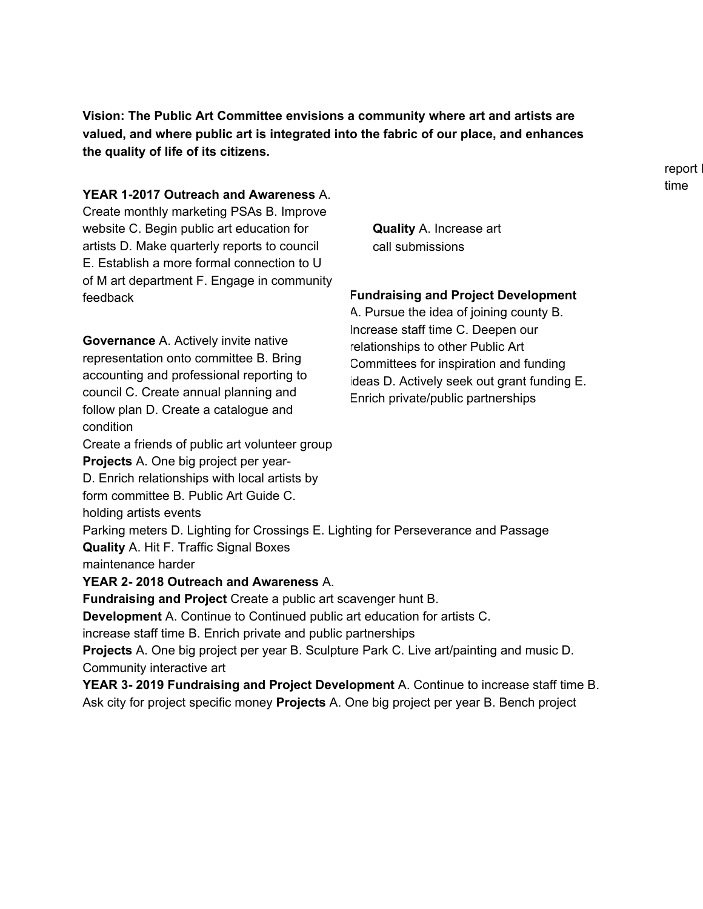**Vision: The Public Art Committee envisions a community where art and artists are valued, and where public art is integrated into the fabric of our place, and enhances the quality of life of its citizens.**

report l time

**YEAR 1-2017 Outreach and Awareness** A. Create monthly marketing PSAs B. Improve website C. Begin public art education for artists D. Make quarterly reports to council E. Establish a more formal connection to U of M art department F. Engage in community feedback

**Governance** A. Actively invite native representation onto committee B. Bring accounting and professional reporting to council C. Create annual planning and follow plan D. Create a catalogue and condition

**Quality** A. Increase art call submissions

**Fundraising and Project Development** A. Pursue the idea of joining county B. Increase staff time C. Deepen our relationships to other Public Art Committees for inspiration and funding ideas D. Actively seek out grant funding E. Enrich private/public partnerships

Create a friends of public art volunteer group
**Projects** A. One big project per year-
D. Enrich relationships with local artists by form committee B. Public Art Guide C.
holding artists events
Parking meters D. Lighting for Crossings E. Lighting for Perseverance and Passage
**Quality** A. Hit F. Traffic Signal Boxes
maintenance harder
**YEAR 2- 2018 Outreach and Awareness** A.
**Fundraising and Project** Create a public art scavenger hunt B.
**Development** A. Continue to Continued public art education for artists C.
increase staff time B. Enrich private and public partnerships
**Projects** A. One big project per year B. Sculpture Park C. Live art/painting and music D. Community interactive art
**YEAR 3- 2019 Fundraising and Project Development** A. Continue to increase staff time B. Ask city for project specific money **Projects** A. One big project per year B. Bench project